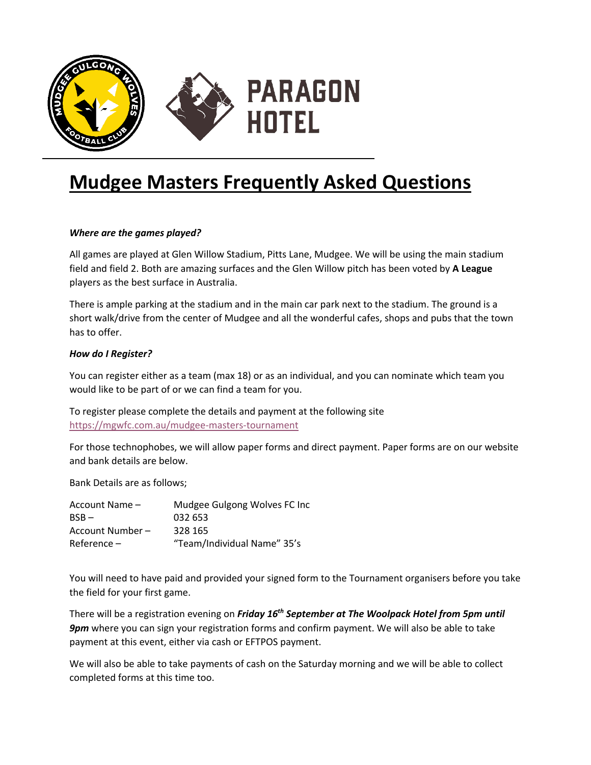# Mudgee Masters Frequently Asked Questions

***Where are the games played?***

All games are played at Glen Willow Stadium, Pitts Lane, Mudgee. We will be using the main stadium field and field 2. Both are amazing surfaces and the Glen Willow pitch has been voted by **A League** players as the best surface in Australia.

There is ample parking at the stadium and in the main car park next to the stadium. The ground is a short walk/drive from the center of Mudgee and all the wonderful cafes, shops and pubs that the town has to offer.

***How do I Register?***

You can register either as a team (max 18) or as an individual, and you can nominate which team you would like to be part of or we can find a team for you.

To register please complete the details and payment at the following site https://mgwfc.com.au/mudgee-masters-tournament

For those technophobes, we will allow paper forms and direct payment. Paper forms are on our website and bank details are below.

Bank Details are as follows;

| | |
|---|---|
| Account Name – | Mudgee Gulgong Wolves FC Inc |
| BSB – | 032 653 |
| Account Number – | 328 165 |
| Reference – | "Team/Individual Name" 35's |

You will need to have paid and provided your signed form to the Tournament organisers before you take the field for your first game.

There will be a registration evening on ***Friday 16th September at The Woolpack Hotel from 5pm until 9pm*** where you can sign your registration forms and confirm payment. We will also be able to take payment at this event, either via cash or EFTPOS payment.

We will also be able to take payments of cash on the Saturday morning and we will be able to collect completed forms at this time too.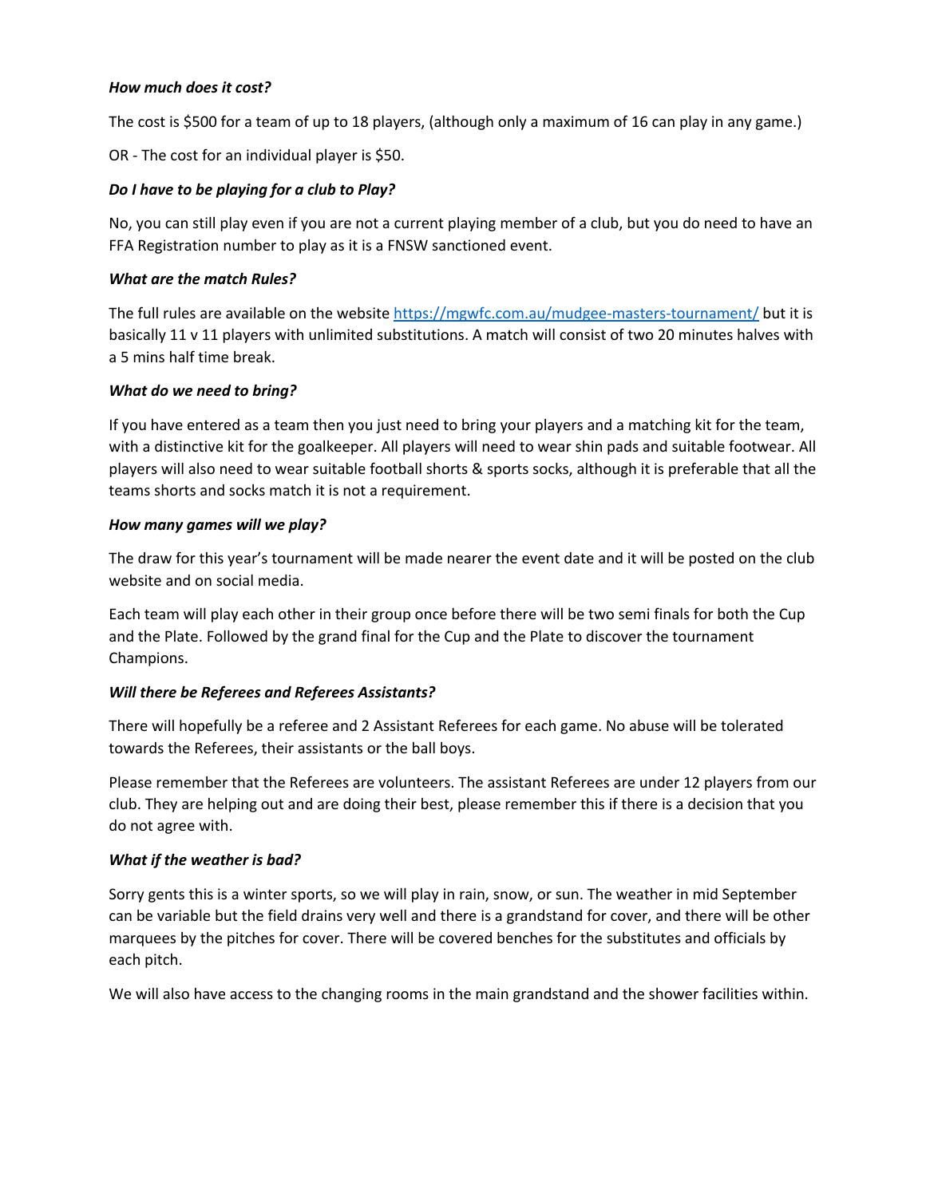***How much does it cost?***

The cost is $500 for a team of up to 18 players, (although only a maximum of 16 can play in any game.)

OR - The cost for an individual player is $50.

***Do I have to be playing for a club to Play?***

No, you can still play even if you are not a current playing member of a club, but you do need to have an FFA Registration number to play as it is a FNSW sanctioned event.

***What are the match Rules?***

The full rules are available on the website https://mgwfc.com.au/mudgee-masters-tournament/ but it is basically 11 v 11 players with unlimited substitutions. A match will consist of two 20 minutes halves with a 5 mins half time break.

***What do we need to bring?***

If you have entered as a team then you just need to bring your players and a matching kit for the team, with a distinctive kit for the goalkeeper. All players will need to wear shin pads and suitable footwear. All players will also need to wear suitable football shorts & sports socks, although it is preferable that all the teams shorts and socks match it is not a requirement.

***How many games will we play?***

The draw for this year's tournament will be made nearer the event date and it will be posted on the club website and on social media.

Each team will play each other in their group once before there will be two semi finals for both the Cup and the Plate. Followed by the grand final for the Cup and the Plate to discover the tournament Champions.

***Will there be Referees and Referees Assistants?***

There will hopefully be a referee and 2 Assistant Referees for each game. No abuse will be tolerated towards the Referees, their assistants or the ball boys.

Please remember that the Referees are volunteers. The assistant Referees are under 12 players from our club. They are helping out and are doing their best, please remember this if there is a decision that you do not agree with.

***What if the weather is bad?***

Sorry gents this is a winter sports, so we will play in rain, snow, or sun. The weather in mid September can be variable but the field drains very well and there is a grandstand for cover, and there will be other marquees by the pitches for cover. There will be covered benches for the substitutes and officials by each pitch.

We will also have access to the changing rooms in the main grandstand and the shower facilities within.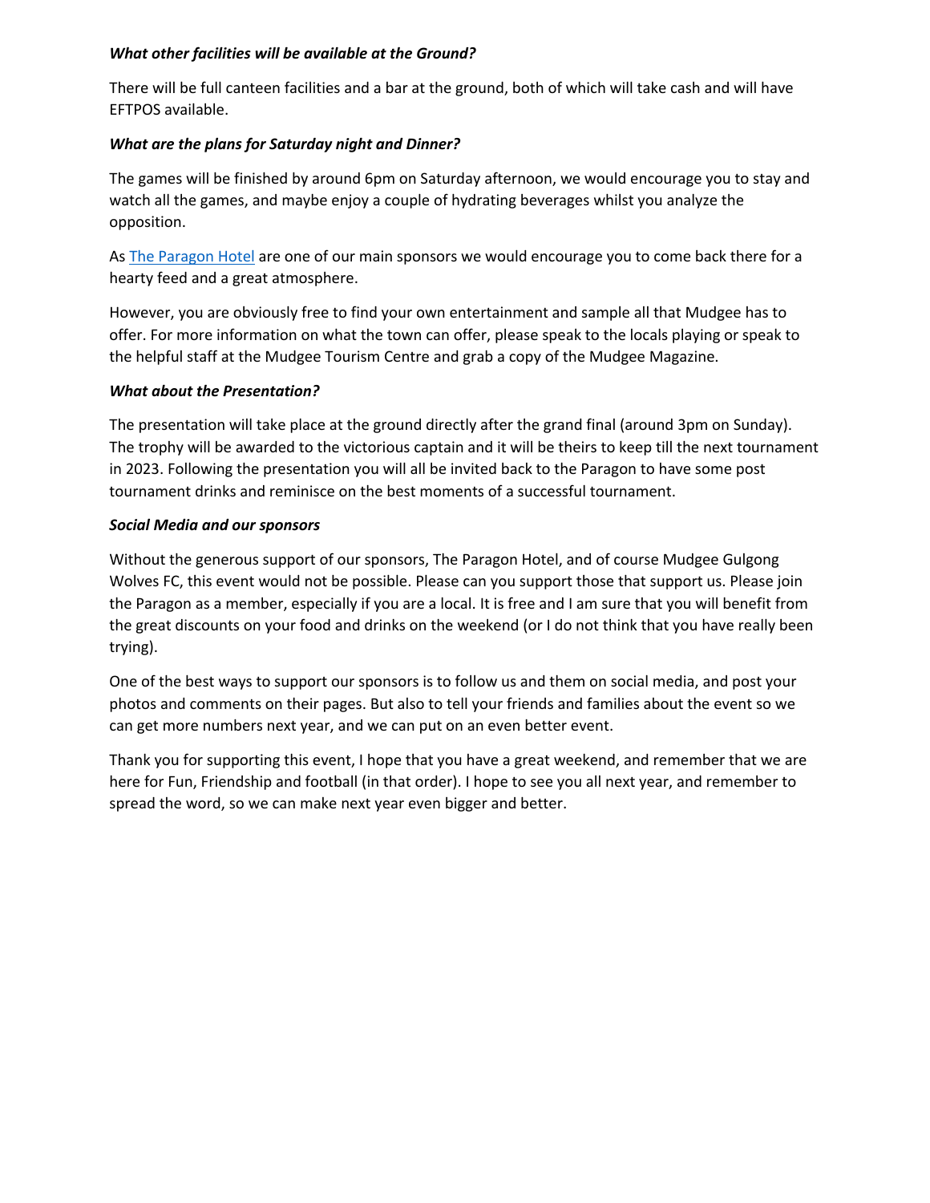***What other facilities will be available at the Ground?***

There will be full canteen facilities and a bar at the ground, both of which will take cash and will have EFTPOS available.

***What are the plans for Saturday night and Dinner?***

The games will be finished by around 6pm on Saturday afternoon, we would encourage you to stay and watch all the games, and maybe enjoy a couple of hydrating beverages whilst you analyze the opposition.

As The Paragon Hotel are one of our main sponsors we would encourage you to come back there for a hearty feed and a great atmosphere.

However, you are obviously free to find your own entertainment and sample all that Mudgee has to offer. For more information on what the town can offer, please speak to the locals playing or speak to the helpful staff at the Mudgee Tourism Centre and grab a copy of the Mudgee Magazine.

***What about the Presentation?***

The presentation will take place at the ground directly after the grand final (around 3pm on Sunday). The trophy will be awarded to the victorious captain and it will be theirs to keep till the next tournament in 2023. Following the presentation you will all be invited back to the Paragon to have some post tournament drinks and reminisce on the best moments of a successful tournament.

***Social Media and our sponsors***

Without the generous support of our sponsors, The Paragon Hotel, and of course Mudgee Gulgong Wolves FC, this event would not be possible. Please can you support those that support us. Please join the Paragon as a member, especially if you are a local. It is free and I am sure that you will benefit from the great discounts on your food and drinks on the weekend (or I do not think that you have really been trying).

One of the best ways to support our sponsors is to follow us and them on social media, and post your photos and comments on their pages. But also to tell your friends and families about the event so we can get more numbers next year, and we can put on an even better event.

Thank you for supporting this event, I hope that you have a great weekend, and remember that we are here for Fun, Friendship and football (in that order). I hope to see you all next year, and remember to spread the word, so we can make next year even bigger and better.